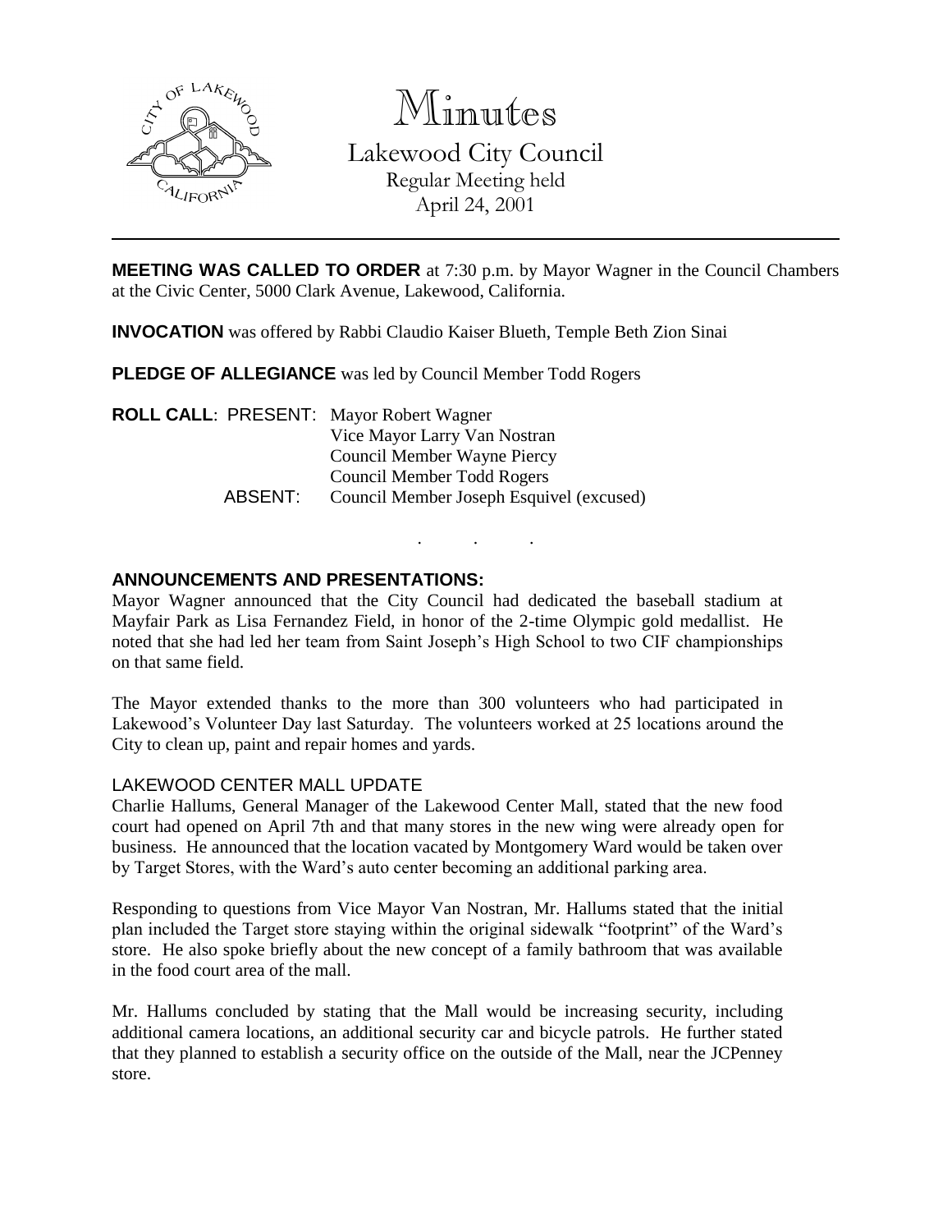# Minutes

## Lakewood City Council

Regular Meeting held
April 24, 2001

---

**MEETING WAS CALLED TO ORDER** at 7:30 p.m. by Mayor Wagner in the Council Chambers at the Civic Center, 5000 Clark Avenue, Lakewood, California.

**INVOCATION** was offered by Rabbi Claudio Kaiser Blueth, Temple Beth Zion Sinai

**PLEDGE OF ALLEGIANCE** was led by Council Member Todd Rogers

**ROLL CALL**: PRESENT: Mayor Robert Wagner
Vice Mayor Larry Van Nostran
Council Member Wayne Piercy
Council Member Todd Rogers
ABSENT: Council Member Joseph Esquivel (excused)

. . .

**ANNOUNCEMENTS AND PRESENTATIONS:**

Mayor Wagner announced that the City Council had dedicated the baseball stadium at Mayfair Park as Lisa Fernandez Field, in honor of the 2-time Olympic gold medallist. He noted that she had led her team from Saint Joseph's High School to two CIF championships on that same field.

The Mayor extended thanks to the more than 300 volunteers who had participated in Lakewood's Volunteer Day last Saturday. The volunteers worked at 25 locations around the City to clean up, paint and repair homes and yards.

LAKEWOOD CENTER MALL UPDATE

Charlie Hallums, General Manager of the Lakewood Center Mall, stated that the new food court had opened on April 7th and that many stores in the new wing were already open for business. He announced that the location vacated by Montgomery Ward would be taken over by Target Stores, with the Ward's auto center becoming an additional parking area.

Responding to questions from Vice Mayor Van Nostran, Mr. Hallums stated that the initial plan included the Target store staying within the original sidewalk "footprint" of the Ward's store. He also spoke briefly about the new concept of a family bathroom that was available in the food court area of the mall.

Mr. Hallums concluded by stating that the Mall would be increasing security, including additional camera locations, an additional security car and bicycle patrols. He further stated that they planned to establish a security office on the outside of the Mall, near the JCPenney store.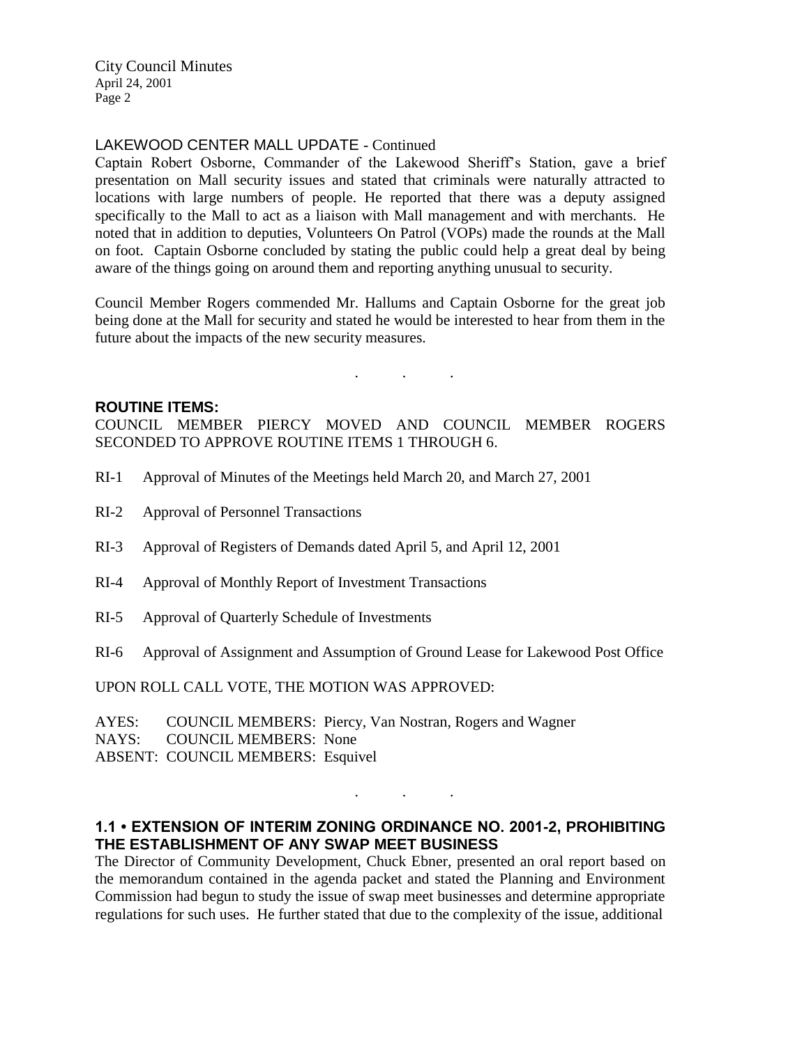LAKEWOOD CENTER MALL UPDATE - Continued

Captain Robert Osborne, Commander of the Lakewood Sheriff's Station, gave a brief presentation on Mall security issues and stated that criminals were naturally attracted to locations with large numbers of people. He reported that there was a deputy assigned specifically to the Mall to act as a liaison with Mall management and with merchants. He noted that in addition to deputies, Volunteers On Patrol (VOPs) made the rounds at the Mall on foot. Captain Osborne concluded by stating the public could help a great deal by being aware of the things going on around them and reporting anything unusual to security.

Council Member Rogers commended Mr. Hallums and Captain Osborne for the great job being done at the Mall for security and stated he would be interested to hear from them in the future about the impacts of the new security measures.

. . .

**ROUTINE ITEMS:**

COUNCIL MEMBER PIERCY MOVED AND COUNCIL MEMBER ROGERS SECONDED TO APPROVE ROUTINE ITEMS 1 THROUGH 6.

RI-1 Approval of Minutes of the Meetings held March 20, and March 27, 2001

RI-2 Approval of Personnel Transactions

RI-3 Approval of Registers of Demands dated April 5, and April 12, 2001

RI-4 Approval of Monthly Report of Investment Transactions

RI-5 Approval of Quarterly Schedule of Investments

RI-6 Approval of Assignment and Assumption of Ground Lease for Lakewood Post Office

UPON ROLL CALL VOTE, THE MOTION WAS APPROVED:

AYES: COUNCIL MEMBERS: Piercy, Van Nostran, Rogers and Wagner
NAYS: COUNCIL MEMBERS: None
ABSENT: COUNCIL MEMBERS: Esquivel

. . .

**1.1 • EXTENSION OF INTERIM ZONING ORDINANCE NO. 2001-2, PROHIBITING THE ESTABLISHMENT OF ANY SWAP MEET BUSINESS**

The Director of Community Development, Chuck Ebner, presented an oral report based on the memorandum contained in the agenda packet and stated the Planning and Environment Commission had begun to study the issue of swap meet businesses and determine appropriate regulations for such uses. He further stated that due to the complexity of the issue, additional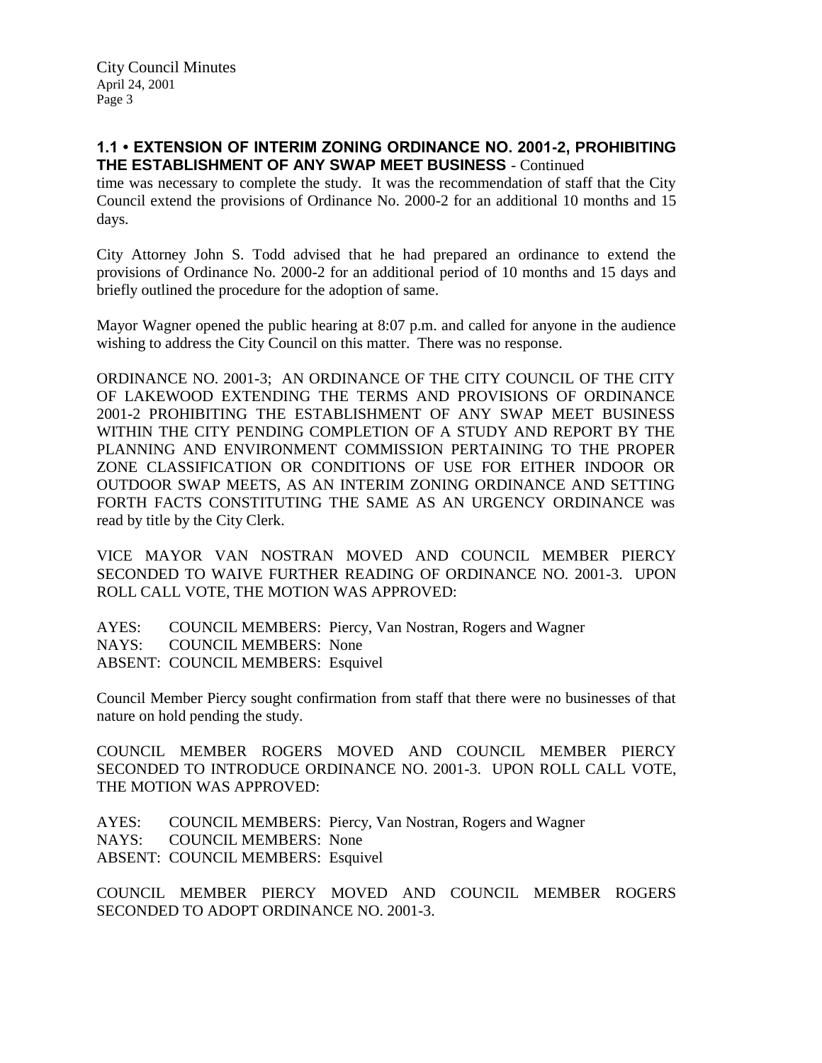**1.1 • EXTENSION OF INTERIM ZONING ORDINANCE NO. 2001-2, PROHIBITING THE ESTABLISHMENT OF ANY SWAP MEET BUSINESS** - Continued

time was necessary to complete the study. It was the recommendation of staff that the City Council extend the provisions of Ordinance No. 2000-2 for an additional 10 months and 15 days.

City Attorney John S. Todd advised that he had prepared an ordinance to extend the provisions of Ordinance No. 2000-2 for an additional period of 10 months and 15 days and briefly outlined the procedure for the adoption of same.

Mayor Wagner opened the public hearing at 8:07 p.m. and called for anyone in the audience wishing to address the City Council on this matter. There was no response.

ORDINANCE NO. 2001-3; AN ORDINANCE OF THE CITY COUNCIL OF THE CITY OF LAKEWOOD EXTENDING THE TERMS AND PROVISIONS OF ORDINANCE 2001-2 PROHIBITING THE ESTABLISHMENT OF ANY SWAP MEET BUSINESS WITHIN THE CITY PENDING COMPLETION OF A STUDY AND REPORT BY THE PLANNING AND ENVIRONMENT COMMISSION PERTAINING TO THE PROPER ZONE CLASSIFICATION OR CONDITIONS OF USE FOR EITHER INDOOR OR OUTDOOR SWAP MEETS, AS AN INTERIM ZONING ORDINANCE AND SETTING FORTH FACTS CONSTITUTING THE SAME AS AN URGENCY ORDINANCE was read by title by the City Clerk.

VICE MAYOR VAN NOSTRAN MOVED AND COUNCIL MEMBER PIERCY SECONDED TO WAIVE FURTHER READING OF ORDINANCE NO. 2001-3. UPON ROLL CALL VOTE, THE MOTION WAS APPROVED:

AYES: COUNCIL MEMBERS: Piercy, Van Nostran, Rogers and Wagner
NAYS: COUNCIL MEMBERS: None
ABSENT: COUNCIL MEMBERS: Esquivel

Council Member Piercy sought confirmation from staff that there were no businesses of that nature on hold pending the study.

COUNCIL MEMBER ROGERS MOVED AND COUNCIL MEMBER PIERCY SECONDED TO INTRODUCE ORDINANCE NO. 2001-3. UPON ROLL CALL VOTE, THE MOTION WAS APPROVED:

AYES: COUNCIL MEMBERS: Piercy, Van Nostran, Rogers and Wagner
NAYS: COUNCIL MEMBERS: None
ABSENT: COUNCIL MEMBERS: Esquivel

COUNCIL MEMBER PIERCY MOVED AND COUNCIL MEMBER ROGERS SECONDED TO ADOPT ORDINANCE NO. 2001-3.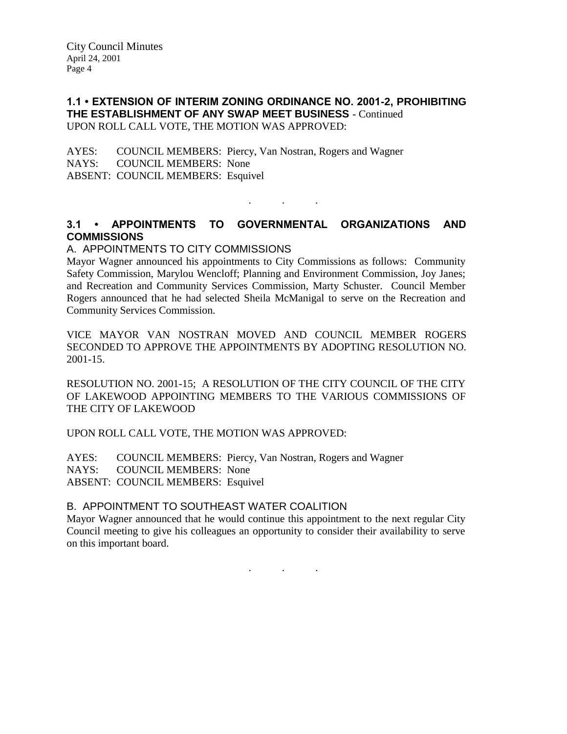**1.1 • EXTENSION OF INTERIM ZONING ORDINANCE NO. 2001-2, PROHIBITING THE ESTABLISHMENT OF ANY SWAP MEET BUSINESS** - Continued

UPON ROLL CALL VOTE, THE MOTION WAS APPROVED:

AYES: COUNCIL MEMBERS: Piercy, Van Nostran, Rogers and Wagner
NAYS: COUNCIL MEMBERS: None
ABSENT: COUNCIL MEMBERS: Esquivel

. . .

**3.1 • APPOINTMENTS TO GOVERNMENTAL ORGANIZATIONS AND COMMISSIONS**

A. APPOINTMENTS TO CITY COMMISSIONS

Mayor Wagner announced his appointments to City Commissions as follows: Community Safety Commission, Marylou Wencloff; Planning and Environment Commission, Joy Janes; and Recreation and Community Services Commission, Marty Schuster. Council Member Rogers announced that he had selected Sheila McManigal to serve on the Recreation and Community Services Commission.

VICE MAYOR VAN NOSTRAN MOVED AND COUNCIL MEMBER ROGERS SECONDED TO APPROVE THE APPOINTMENTS BY ADOPTING RESOLUTION NO. 2001-15.

RESOLUTION NO. 2001-15; A RESOLUTION OF THE CITY COUNCIL OF THE CITY OF LAKEWOOD APPOINTING MEMBERS TO THE VARIOUS COMMISSIONS OF THE CITY OF LAKEWOOD

UPON ROLL CALL VOTE, THE MOTION WAS APPROVED:

AYES: COUNCIL MEMBERS: Piercy, Van Nostran, Rogers and Wagner
NAYS: COUNCIL MEMBERS: None
ABSENT: COUNCIL MEMBERS: Esquivel

B. APPOINTMENT TO SOUTHEAST WATER COALITION

Mayor Wagner announced that he would continue this appointment to the next regular City Council meeting to give his colleagues an opportunity to consider their availability to serve on this important board.

. . .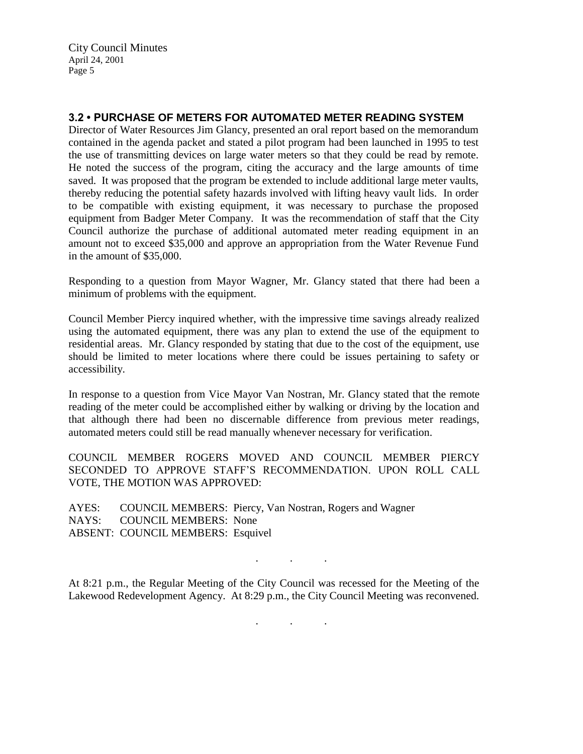### 3.2 • PURCHASE OF METERS FOR AUTOMATED METER READING SYSTEM

Director of Water Resources Jim Glancy, presented an oral report based on the memorandum contained in the agenda packet and stated a pilot program had been launched in 1995 to test the use of transmitting devices on large water meters so that they could be read by remote. He noted the success of the program, citing the accuracy and the large amounts of time saved. It was proposed that the program be extended to include additional large meter vaults, thereby reducing the potential safety hazards involved with lifting heavy vault lids. In order to be compatible with existing equipment, it was necessary to purchase the proposed equipment from Badger Meter Company. It was the recommendation of staff that the City Council authorize the purchase of additional automated meter reading equipment in an amount not to exceed $35,000 and approve an appropriation from the Water Revenue Fund in the amount of $35,000.

Responding to a question from Mayor Wagner, Mr. Glancy stated that there had been a minimum of problems with the equipment.

Council Member Piercy inquired whether, with the impressive time savings already realized using the automated equipment, there was any plan to extend the use of the equipment to residential areas. Mr. Glancy responded by stating that due to the cost of the equipment, use should be limited to meter locations where there could be issues pertaining to safety or accessibility.

In response to a question from Vice Mayor Van Nostran, Mr. Glancy stated that the remote reading of the meter could be accomplished either by walking or driving by the location and that although there had been no discernable difference from previous meter readings, automated meters could still be read manually whenever necessary for verification.

COUNCIL MEMBER ROGERS MOVED AND COUNCIL MEMBER PIERCY SECONDED TO APPROVE STAFF'S RECOMMENDATION. UPON ROLL CALL VOTE, THE MOTION WAS APPROVED:

AYES: COUNCIL MEMBERS: Piercy, Van Nostran, Rogers and Wagner
NAYS: COUNCIL MEMBERS: None
ABSENT: COUNCIL MEMBERS: Esquivel

. . .

At 8:21 p.m., the Regular Meeting of the City Council was recessed for the Meeting of the Lakewood Redevelopment Agency. At 8:29 p.m., the City Council Meeting was reconvened.

. . .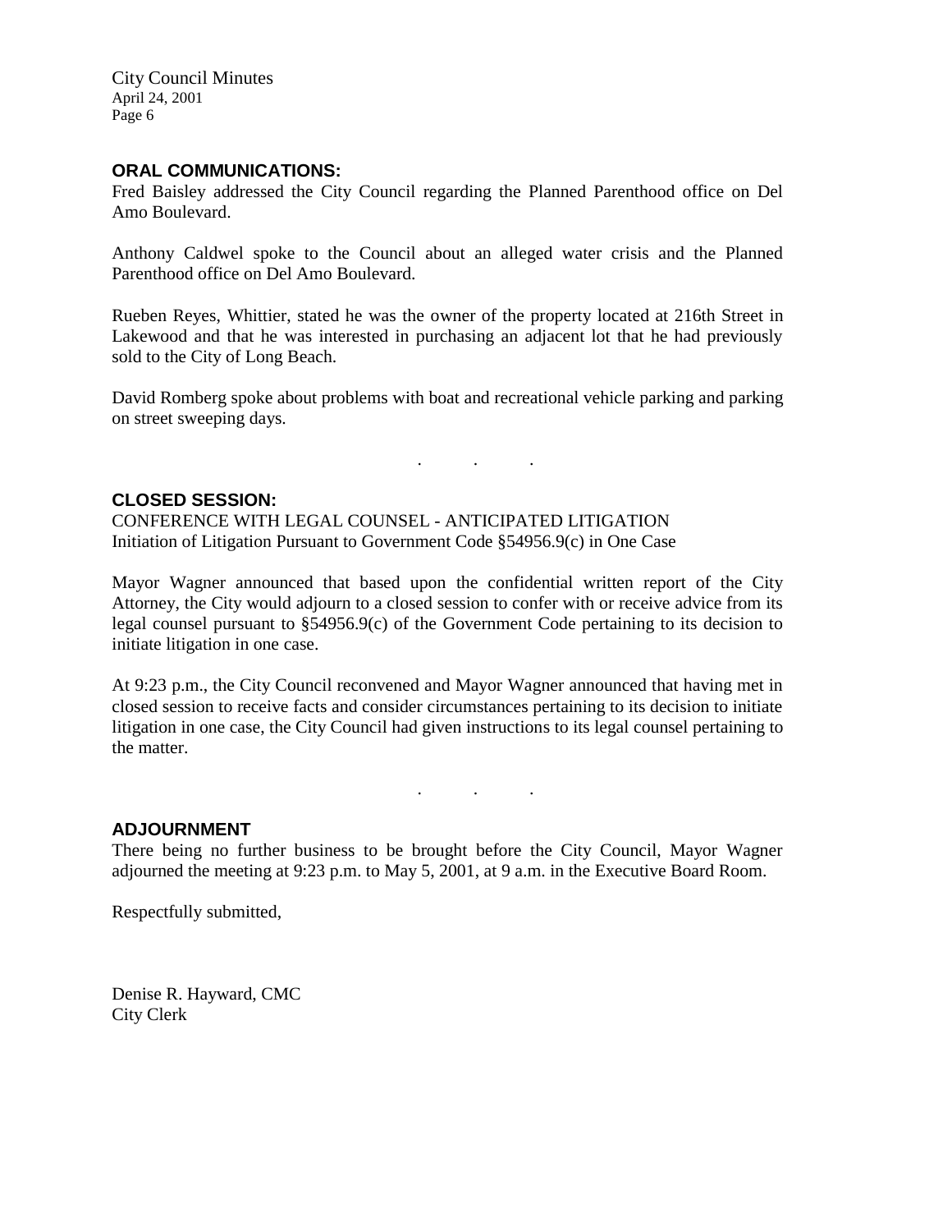## ORAL COMMUNICATIONS:

Fred Baisley addressed the City Council regarding the Planned Parenthood office on Del Amo Boulevard.

Anthony Caldwel spoke to the Council about an alleged water crisis and the Planned Parenthood office on Del Amo Boulevard.

Rueben Reyes, Whittier, stated he was the owner of the property located at 216th Street in Lakewood and that he was interested in purchasing an adjacent lot that he had previously sold to the City of Long Beach.

David Romberg spoke about problems with boat and recreational vehicle parking and parking on street sweeping days.

. . .

## CLOSED SESSION:

CONFERENCE WITH LEGAL COUNSEL - ANTICIPATED LITIGATION
Initiation of Litigation Pursuant to Government Code §54956.9(c) in One Case

Mayor Wagner announced that based upon the confidential written report of the City Attorney, the City would adjourn to a closed session to confer with or receive advice from its legal counsel pursuant to §54956.9(c) of the Government Code pertaining to its decision to initiate litigation in one case.

At 9:23 p.m., the City Council reconvened and Mayor Wagner announced that having met in closed session to receive facts and consider circumstances pertaining to its decision to initiate litigation in one case, the City Council had given instructions to its legal counsel pertaining to the matter.

. . .

## ADJOURNMENT

There being no further business to be brought before the City Council, Mayor Wagner adjourned the meeting at 9:23 p.m. to May 5, 2001, at 9 a.m. in the Executive Board Room.

Respectfully submitted,

Denise R. Hayward, CMC
City Clerk